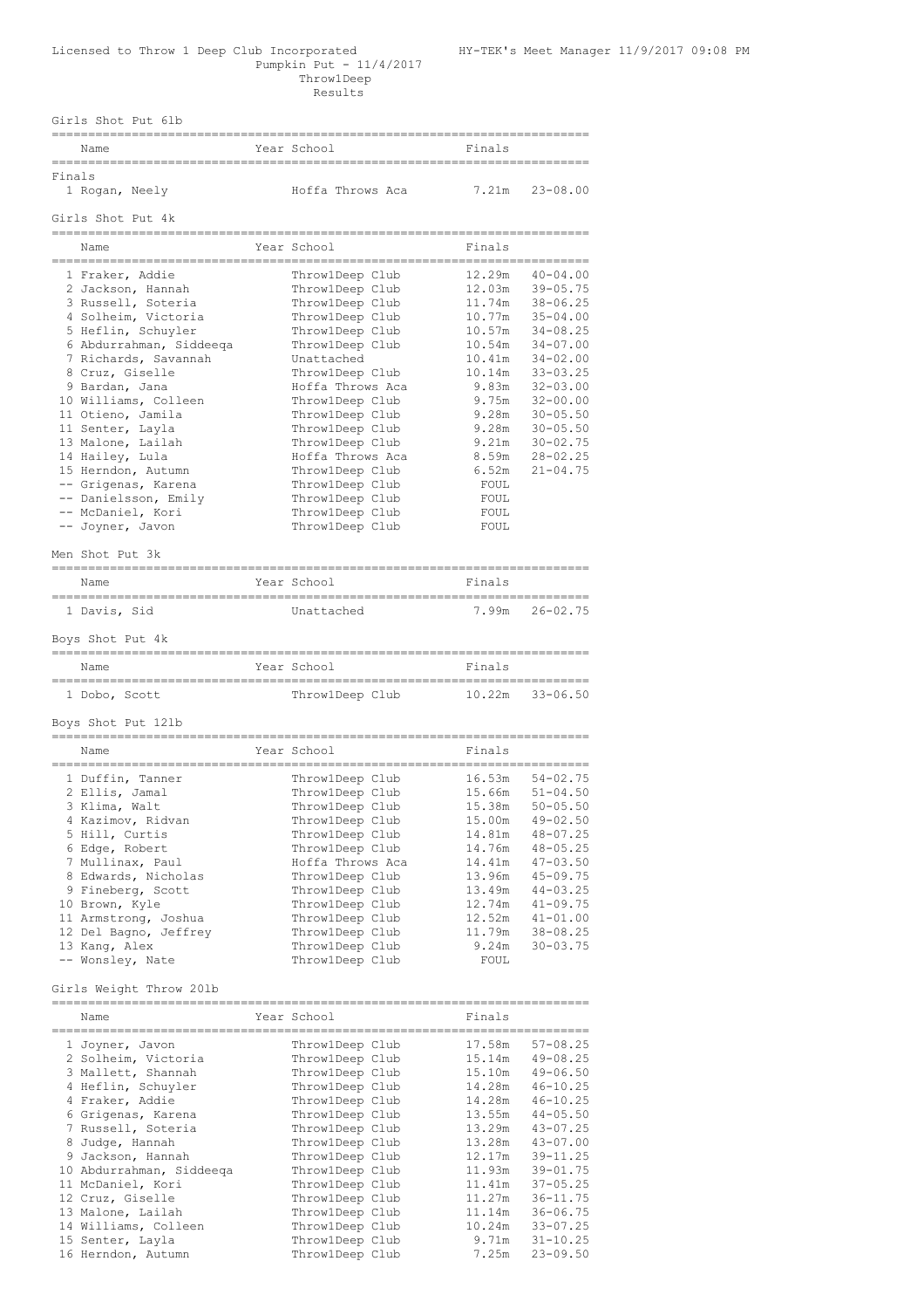Licensed to Throw 1 Deep Club Incorporated HY-TEK's Meet Manager 11/9/2017 09:08 PM

Pumpkin Put - 11/4/2017
Throw1Deep
Results

## Girls Shot Put 6lb

| | Name | Year School | Finals | |
|---|---|---|---|---|
| **Finals** | | | | |
| 1 | Rogan, Neely | Hoffa Throws Aca | 7.21m | 23-08.00 |

## Girls Shot Put 4k

| | Name | Year School | Finals | |
|---|---|---|---|---|
| 1 | Fraker, Addie | Throw1Deep Club | 12.29m | 40-04.00 |
| 2 | Jackson, Hannah | Throw1Deep Club | 12.03m | 39-05.75 |
| 3 | Russell, Soteria | Throw1Deep Club | 11.74m | 38-06.25 |
| 4 | Solheim, Victoria | Throw1Deep Club | 10.77m | 35-04.00 |
| 5 | Heflin, Schuyler | Throw1Deep Club | 10.57m | 34-08.25 |
| 6 | Abdurrahman, Siddeeqa | Throw1Deep Club | 10.54m | 34-07.00 |
| 7 | Richards, Savannah | Unattached | 10.41m | 34-02.00 |
| 8 | Cruz, Giselle | Throw1Deep Club | 10.14m | 33-03.25 |
| 9 | Bardan, Jana | Hoffa Throws Aca | 9.83m | 32-03.00 |
| 10 | Williams, Colleen | Throw1Deep Club | 9.75m | 32-00.00 |
| 11 | Otieno, Jamila | Throw1Deep Club | 9.28m | 30-05.50 |
| 11 | Senter, Layla | Throw1Deep Club | 9.28m | 30-05.50 |
| 13 | Malone, Lailah | Throw1Deep Club | 9.21m | 30-02.75 |
| 14 | Hailey, Lula | Hoffa Throws Aca | 8.59m | 28-02.25 |
| 15 | Herndon, Autumn | Throw1Deep Club | 6.52m | 21-04.75 |
| -- | Grigenas, Karena | Throw1Deep Club | FOUL | |
| -- | Danielsson, Emily | Throw1Deep Club | FOUL | |
| -- | McDaniel, Kori | Throw1Deep Club | FOUL | |
| -- | Joyner, Javon | Throw1Deep Club | FOUL | |

## Men Shot Put 3k

| | Name | Year School | Finals | |
|---|---|---|---|---|
| 1 | Davis, Sid | Unattached | 7.99m | 26-02.75 |

## Boys Shot Put 4k

| | Name | Year School | Finals | |
|---|---|---|---|---|
| 1 | Dobo, Scott | Throw1Deep Club | 10.22m | 33-06.50 |

## Boys Shot Put 12lb

| | Name | Year School | Finals | |
|---|---|---|---|---|
| 1 | Duffin, Tanner | Throw1Deep Club | 16.53m | 54-02.75 |
| 2 | Ellis, Jamal | Throw1Deep Club | 15.66m | 51-04.50 |
| 3 | Klima, Walt | Throw1Deep Club | 15.38m | 50-05.50 |
| 4 | Kazimov, Ridvan | Throw1Deep Club | 15.00m | 49-02.50 |
| 5 | Hill, Curtis | Throw1Deep Club | 14.81m | 48-07.25 |
| 6 | Edge, Robert | Throw1Deep Club | 14.76m | 48-05.25 |
| 7 | Mullinax, Paul | Hoffa Throws Aca | 14.41m | 47-03.50 |
| 8 | Edwards, Nicholas | Throw1Deep Club | 13.96m | 45-09.75 |
| 9 | Fineberg, Scott | Throw1Deep Club | 13.49m | 44-03.25 |
| 10 | Brown, Kyle | Throw1Deep Club | 12.74m | 41-09.75 |
| 11 | Armstrong, Joshua | Throw1Deep Club | 12.52m | 41-01.00 |
| 12 | Del Bagno, Jeffrey | Throw1Deep Club | 11.79m | 38-08.25 |
| 13 | Kang, Alex | Throw1Deep Club | 9.24m | 30-03.75 |
| -- | Wonsley, Nate | Throw1Deep Club | FOUL | |

## Girls Weight Throw 20lb

| | Name | Year School | Finals | |
|---|---|---|---|---|
| 1 | Joyner, Javon | Throw1Deep Club | 17.58m | 57-08.25 |
| 2 | Solheim, Victoria | Throw1Deep Club | 15.14m | 49-08.25 |
| 3 | Mallett, Shannah | Throw1Deep Club | 15.10m | 49-06.50 |
| 4 | Heflin, Schuyler | Throw1Deep Club | 14.28m | 46-10.25 |
| 4 | Fraker, Addie | Throw1Deep Club | 14.28m | 46-10.25 |
| 6 | Grigenas, Karena | Throw1Deep Club | 13.55m | 44-05.50 |
| 7 | Russell, Soteria | Throw1Deep Club | 13.29m | 43-07.25 |
| 8 | Judge, Hannah | Throw1Deep Club | 13.28m | 43-07.00 |
| 9 | Jackson, Hannah | Throw1Deep Club | 12.17m | 39-11.25 |
| 10 | Abdurrahman, Siddeeqa | Throw1Deep Club | 11.93m | 39-01.75 |
| 11 | McDaniel, Kori | Throw1Deep Club | 11.41m | 37-05.25 |
| 12 | Cruz, Giselle | Throw1Deep Club | 11.27m | 36-11.75 |
| 13 | Malone, Lailah | Throw1Deep Club | 11.14m | 36-06.75 |
| 14 | Williams, Colleen | Throw1Deep Club | 10.24m | 33-07.25 |
| 15 | Senter, Layla | Throw1Deep Club | 9.71m | 31-10.25 |
| 16 | Herndon, Autumn | Throw1Deep Club | 7.25m | 23-09.50 |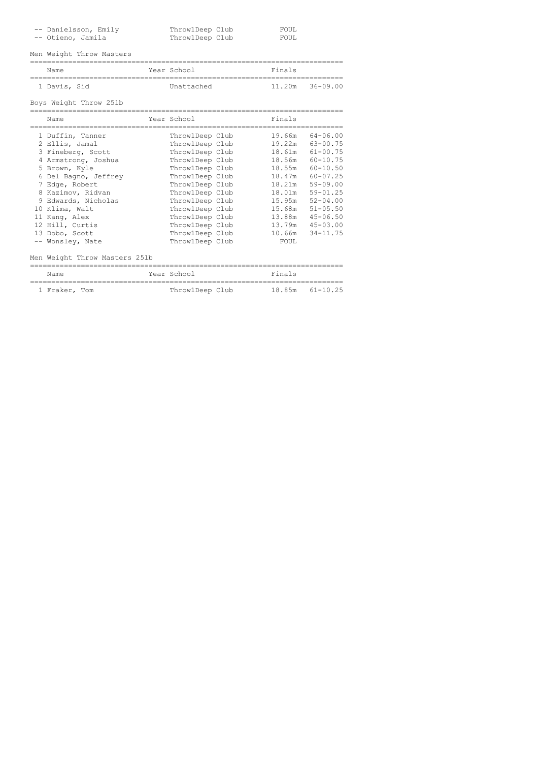| | | | |
|---|---|---|---|
| -- Danielsson, Emily | Throw1Deep Club | FOUL | |
| -- Otieno, Jamila | Throw1Deep Club | FOUL | |

### Men Weight Throw Masters

| Name | Year School | Finals | |
|---|---|---|---|
| 1 Davis, Sid | Unattached | 11.20m | 36-09.00 |

### Boys Weight Throw 25lb

| Name | Year School | Finals | |
|---|---|---|---|
| 1 Duffin, Tanner | Throw1Deep Club | 19.66m | 64-06.00 |
| 2 Ellis, Jamal | Throw1Deep Club | 19.22m | 63-00.75 |
| 3 Fineberg, Scott | Throw1Deep Club | 18.61m | 61-00.75 |
| 4 Armstrong, Joshua | Throw1Deep Club | 18.56m | 60-10.75 |
| 5 Brown, Kyle | Throw1Deep Club | 18.55m | 60-10.50 |
| 6 Del Bagno, Jeffrey | Throw1Deep Club | 18.47m | 60-07.25 |
| 7 Edge, Robert | Throw1Deep Club | 18.21m | 59-09.00 |
| 8 Kazimov, Ridvan | Throw1Deep Club | 18.01m | 59-01.25 |
| 9 Edwards, Nicholas | Throw1Deep Club | 15.95m | 52-04.00 |
| 10 Klima, Walt | Throw1Deep Club | 15.68m | 51-05.50 |
| 11 Kang, Alex | Throw1Deep Club | 13.88m | 45-06.50 |
| 12 Hill, Curtis | Throw1Deep Club | 13.79m | 45-03.00 |
| 13 Dobo, Scott | Throw1Deep Club | 10.66m | 34-11.75 |
| -- Wonsley, Nate | Throw1Deep Club | FOUL | |

### Men Weight Throw Masters 25lb

| Name | Year School | Finals | |
|---|---|---|---|
| 1 Fraker, Tom | Throw1Deep Club | 18.85m | 61-10.25 |